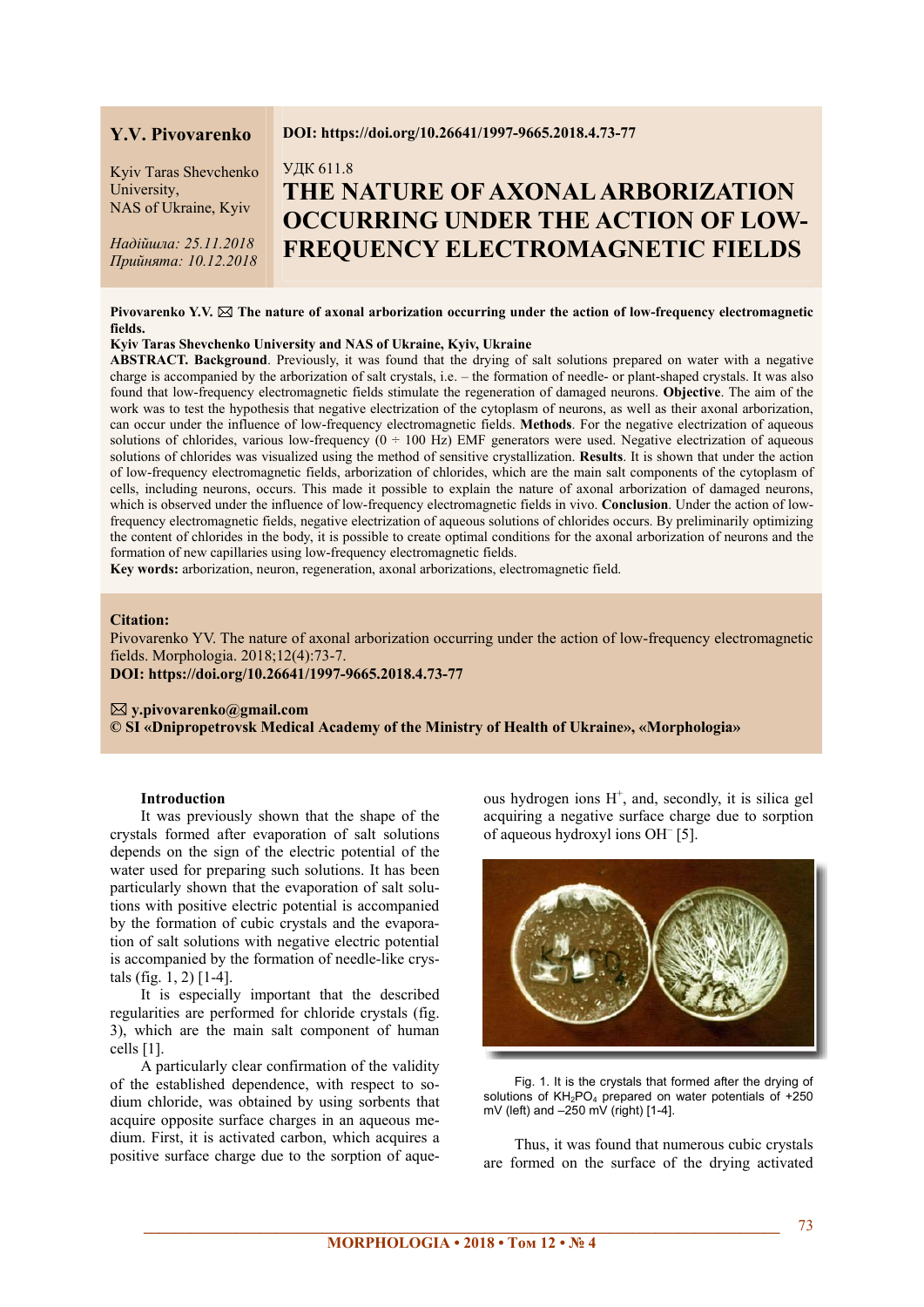**Y.V. Pivovarenko**

Kyiv Taras Shevchenko University, NAS of Ukraine, Kyiv

*Надійшла: 25.11.2018*
*Прийнята: 10.12.2018*

**DOI: https://doi.org/10.26641/1997-9665.2018.4.73-77**

УДК 611.8

# THE NATURE OF AXONAL ARBORIZATION OCCURRING UNDER THE ACTION OF LOW-FREQUENCY ELECTROMAGNETIC FIELDS

**Pivovarenko Y.V. ✉ The nature of axonal arborization occurring under the action of low-frequency electromagnetic fields.**

**Kyiv Taras Shevchenko University and NAS of Ukraine, Kyiv, Ukraine**

**ABSTRACT. Background**. Previously, it was found that the drying of salt solutions prepared on water with a negative charge is accompanied by the arborization of salt crystals, i.e. – the formation of needle- or plant-shaped crystals. It was also found that low-frequency electromagnetic fields stimulate the regeneration of damaged neurons. **Objective**. The aim of the work was to test the hypothesis that negative electrization of the cytoplasm of neurons, as well as their axonal arborization, can occur under the influence of low-frequency electromagnetic fields. **Methods**. For the negative electrization of aqueous solutions of chlorides, various low-frequency (0 ÷ 100 Hz) EMF generators were used. Negative electrization of aqueous solutions of chlorides was visualized using the method of sensitive crystallization. **Results**. It is shown that under the action of low-frequency electromagnetic fields, arborization of chlorides, which are the main salt components of the cytoplasm of cells, including neurons, occurs. This made it possible to explain the nature of axonal arborization of damaged neurons, which is observed under the influence of low-frequency electromagnetic fields in vivo. **Conclusion**. Under the action of low-frequency electromagnetic fields, negative electrization of aqueous solutions of chlorides occurs. By preliminarily optimizing the content of chlorides in the body, it is possible to create optimal conditions for the axonal arborization of neurons and the formation of new capillaries using low-frequency electromagnetic fields.

**Key words:** arborization, neuron, regeneration, axonal arborizations, electromagnetic field.

**Citation:**
Pivovarenko YV. The nature of axonal arborization occurring under the action of low-frequency electromagnetic fields. Morphologia. 2018;12(4):73-7.
**DOI: https://doi.org/10.26641/1997-9665.2018.4.73-77**

✉ **y.pivovarenko@gmail.com**
**© SI «Dnipropetrovsk Medical Academy of the Ministry of Health of Ukraine», «Morphologia»**

## Introduction

It was previously shown that the shape of the crystals formed after evaporation of salt solutions depends on the sign of the electric potential of the water used for preparing such solutions. It has been particularly shown that the evaporation of salt solutions with positive electric potential is accompanied by the formation of cubic crystals and the evaporation of salt solutions with negative electric potential is accompanied by the formation of needle-like crystals (fig. 1, 2) [1-4].

It is especially important that the described regularities are performed for chloride crystals (fig. 3), which are the main salt component of human cells [1].

A particularly clear confirmation of the validity of the established dependence, with respect to sodium chloride, was obtained by using sorbents that acquire opposite surface charges in an aqueous medium. First, it is activated carbon, which acquires a positive surface charge due to the sorption of aqueous hydrogen ions $H^+$, and, secondly, it is silica gel acquiring a negative surface charge due to sorption of aqueous hydroxyl ions $OH^-$ [5].

Fig. 1. It is the crystals that formed after the drying of solutions of $KH_2PO_4$ prepared on water potentials of +250 mV (left) and –250 mV (right) [1-4].

Thus, it was found that numerous cubic crystals are formed on the surface of the drying activated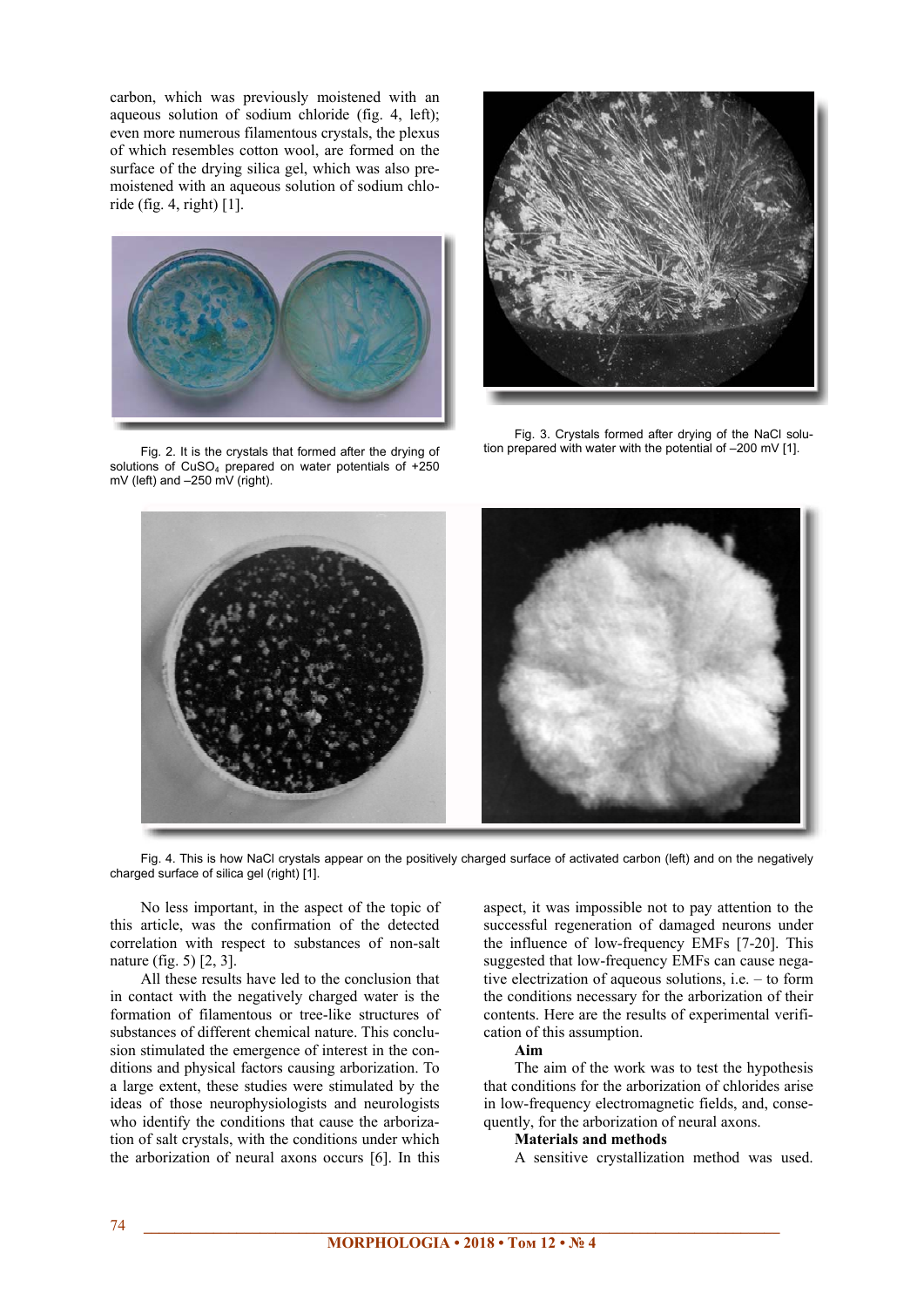carbon, which was previously moistened with an aqueous solution of sodium chloride (fig. 4, left); even more numerous filamentous crystals, the plexus of which resembles cotton wool, are formed on the surface of the drying silica gel, which was also pre-moistened with an aqueous solution of sodium chloride (fig. 4, right) [1].

Fig. 2. It is the crystals that formed after the drying of solutions of $CuSO_4$ prepared on water potentials of +250 mV (left) and –250 mV (right).

Fig. 3. Crystals formed after drying of the NaCl solution prepared with water with the potential of –200 mV [1].

Fig. 4. This is how NaCl crystals appear on the positively charged surface of activated carbon (left) and on the negatively charged surface of silica gel (right) [1].

No less important, in the aspect of the topic of this article, was the confirmation of the detected correlation with respect to substances of non-salt nature (fig. 5) [2, 3].

All these results have led to the conclusion that in contact with the negatively charged water is the formation of filamentous or tree-like structures of substances of different chemical nature. This conclusion stimulated the emergence of interest in the conditions and physical factors causing arborization. To a large extent, these studies were stimulated by the ideas of those neurophysiologists and neurologists who identify the conditions that cause the arborization of salt crystals, with the conditions under which the arborization of neural axons occurs [6]. In this aspect, it was impossible not to pay attention to the successful regeneration of damaged neurons under the influence of low-frequency EMFs [7-20]. This suggested that low-frequency EMFs can cause negative electrization of aqueous solutions, i.e. – to form the conditions necessary for the arborization of their contents. Here are the results of experimental verification of this assumption.

**Aim**

The aim of the work was to test the hypothesis that conditions for the arborization of chlorides arise in low-frequency electromagnetic fields, and, consequently, for the arborization of neural axons.

**Materials and methods**

A sensitive crystallization method was used.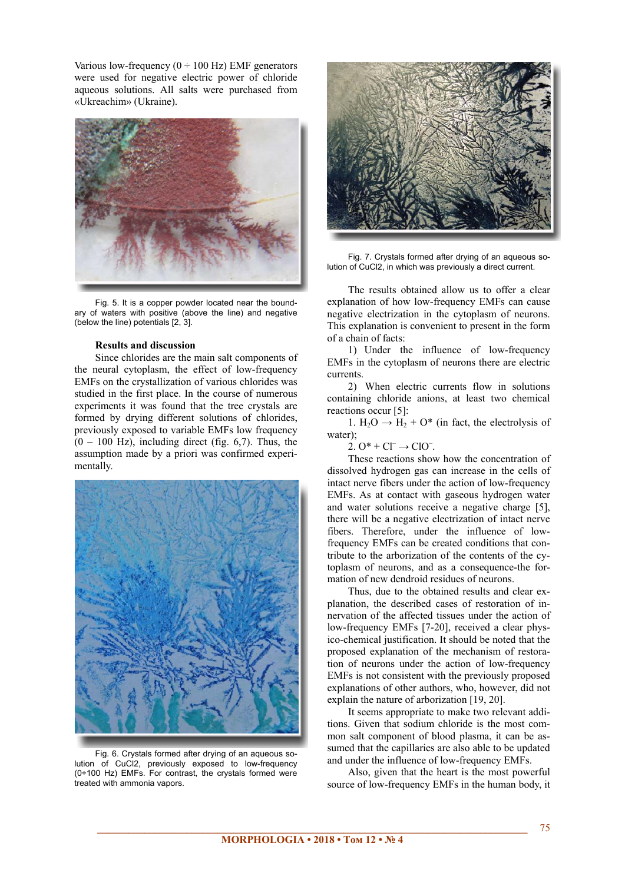Various low-frequency (0 ÷ 100 Hz) EMF generators were used for negative electric power of chloride aqueous solutions. All salts were purchased from «Ukreachim» (Ukraine).

Fig. 5. It is a copper powder located near the boundary of waters with positive (above the line) and negative (below the line) potentials [2, 3].

### Results and discussion

Since chlorides are the main salt components of the neural cytoplasm, the effect of low-frequency EMFs on the crystallization of various chlorides was studied in the first place. In the course of numerous experiments it was found that the tree crystals are formed by drying different solutions of chlorides, previously exposed to variable EMFs low frequency (0 – 100 Hz), including direct (fig. 6,7). Thus, the assumption made by a priori was confirmed experimentally.

Fig. 6. Crystals formed after drying of an aqueous solution of CuCl2, previously exposed to low-frequency (0÷100 Hz) EMFs. For contrast, the crystals formed were treated with ammonia vapors.

Fig. 7. Crystals formed after drying of an aqueous solution of CuCl2, in which was previously a direct current.

The results obtained allow us to offer a clear explanation of how low-frequency EMFs can cause negative electrization in the cytoplasm of neurons. This explanation is convenient to present in the form of a chain of facts:

1) Under the influence of low-frequency EMFs in the cytoplasm of neurons there are electric currents.

2) When electric currents flow in solutions containing chloride anions, at least two chemical reactions occur [5]:

1. $H_2O \rightarrow H_2 + O^*$ (in fact, the electrolysis of water);

2. $O^* + Cl^- \rightarrow ClO^-$.

These reactions show how the concentration of dissolved hydrogen gas can increase in the cells of intact nerve fibers under the action of low-frequency EMFs. As at contact with gaseous hydrogen water and water solutions receive a negative charge [5], there will be a negative electrization of intact nerve fibers. Therefore, under the influence of low-frequency EMFs can be created conditions that contribute to the arborization of the contents of the cytoplasm of neurons, and as a consequence-the formation of new dendroid residues of neurons.

Thus, due to the obtained results and clear explanation, the described cases of restoration of innervation of the affected tissues under the action of low-frequency EMFs [7-20], received a clear physico-chemical justification. It should be noted that the proposed explanation of the mechanism of restoration of neurons under the action of low-frequency EMFs is not consistent with the previously proposed explanations of other authors, who, however, did not explain the nature of arborization [19, 20].

It seems appropriate to make two relevant additions. Given that sodium chloride is the most common salt component of blood plasma, it can be assumed that the capillaries are also able to be updated and under the influence of low-frequency EMFs.

Also, given that the heart is the most powerful source of low-frequency EMFs in the human body, it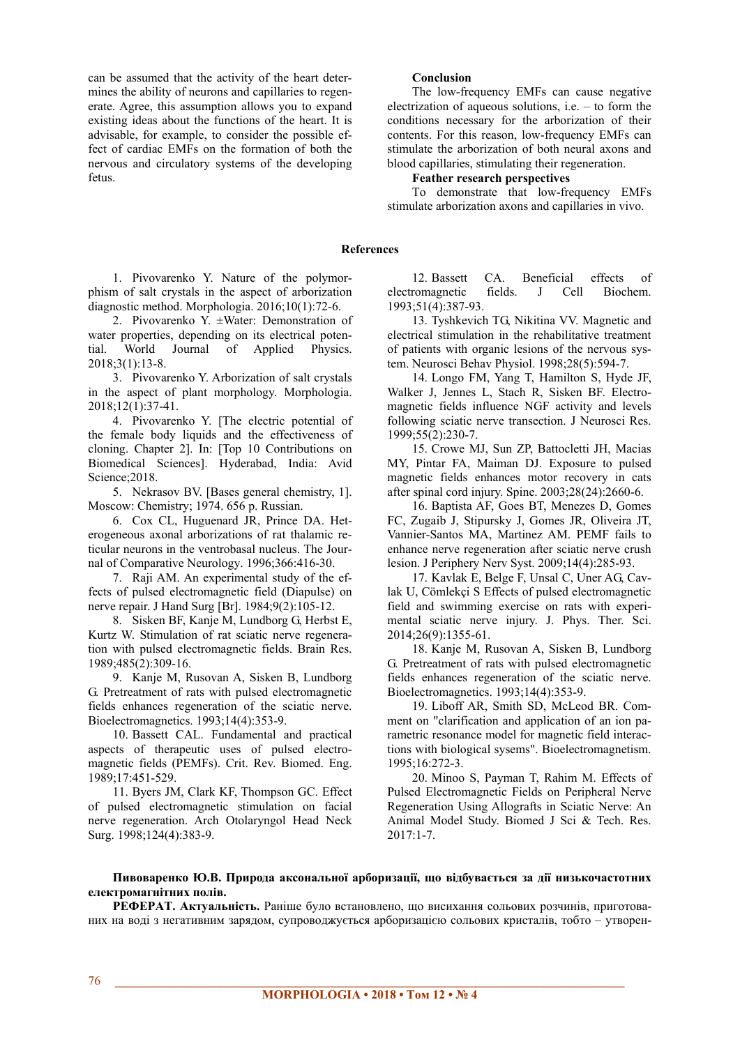can be assumed that the activity of the heart determines the ability of neurons and capillaries to regenerate. Agree, this assumption allows you to expand existing ideas about the functions of the heart. It is advisable, for example, to consider the possible effect of cardiac EMFs on the formation of both the nervous and circulatory systems of the developing fetus.

**Conclusion**

The low-frequency EMFs can cause negative electrization of aqueous solutions, i.e. – to form the conditions necessary for the arborization of their contents. For this reason, low-frequency EMFs can stimulate the arborization of both neural axons and blood capillaries, stimulating their regeneration.

**Feather research perspectives**

To demonstrate that low-frequency EMFs stimulate arborization axons and capillaries in vivo.

## References

1. Pivovarenko Y. Nature of the polymorphism of salt crystals in the aspect of arborization diagnostic method. Morphologia. 2016;10(1):72-6.
2. Pivovarenko Y. ±Water: Demonstration of water properties, depending on its electrical potential. World Journal of Applied Physics. 2018;3(1):13-8.
3. Pivovarenko Y. Arborization of salt crystals in the aspect of plant morphology. Morphologia. 2018;12(1):37-41.
4. Pivovarenko Y. [The electric potential of the female body liquids and the effectiveness of cloning. Chapter 2]. In: [Top 10 Contributions on Biomedical Sciences]. Hyderabad, India: Avid Science;2018.
5. Nekrasov BV. [Bases general chemistry, 1]. Moscow: Chemistry; 1974. 656 p. Russian.
6. Cox CL, Huguenard JR, Prince DA. Heterogeneous axonal arborizations of rat thalamic reticular neurons in the ventrobasal nucleus. The Journal of Comparative Neurology. 1996;366:416-30.
7. Raji AM. An experimental study of the effects of pulsed electromagnetic field (Diapulse) on nerve repair. J Hand Surg [Br]. 1984;9(2):105-12.
8. Sisken BF, Kanje M, Lundborg G, Herbst E, Kurtz W. Stimulation of rat sciatic nerve regeneration with pulsed electromagnetic fields. Brain Res. 1989;485(2):309-16.
9. Kanje M, Rusovan A, Sisken B, Lundborg G. Pretreatment of rats with pulsed electromagnetic fields enhances regeneration of the sciatic nerve. Bioelectromagnetics. 1993;14(4):353-9.
10. Bassett CAL. Fundamental and practical aspects of therapeutic uses of pulsed electromagnetic fields (PEMFs). Crit. Rev. Biomed. Eng. 1989;17:451-529.
11. Byers JM, Clark KF, Thompson GC. Effect of pulsed electromagnetic stimulation on facial nerve regeneration. Arch Otolaryngol Head Neck Surg. 1998;124(4):383-9.
12. Bassett CA. Beneficial effects of electromagnetic fields. J Cell Biochem. 1993;51(4):387-93.
13. Tyshkevich TG, Nikitina VV. Magnetic and electrical stimulation in the rehabilitative treatment of patients with organic lesions of the nervous system. Neurosci Behav Physiol. 1998;28(5):594-7.
14. Longo FM, Yang T, Hamilton S, Hyde JF, Walker J, Jennes L, Stach R, Sisken BF. Electromagnetic fields influence NGF activity and levels following sciatic nerve transection. J Neurosci Res. 1999;55(2):230-7.
15. Crowe MJ, Sun ZP, Battocletti JH, Macias MY, Pintar FA, Maiman DJ. Exposure to pulsed magnetic fields enhances motor recovery in cats after spinal cord injury. Spine. 2003;28(24):2660-6.
16. Baptista AF, Goes BT, Menezes D, Gomes FC, Zugaib J, Stipursky J, Gomes JR, Oliveira JT, Vannier-Santos MA, Martinez AM. PEMF fails to enhance nerve regeneration after sciatic nerve crush lesion. J Periphery Nerv Syst. 2009;14(4):285-93.
17. Kavlak E, Belge F, Unsal C, Uner AG, Cavlak U, Cömlekçi S Effects of pulsed electromagnetic field and swimming exercise on rats with experimental sciatic nerve injury. J. Phys. Ther. Sci. 2014;26(9):1355-61.
18. Kanje M, Rusovan A, Sisken B, Lundborg G. Pretreatment of rats with pulsed electromagnetic fields enhances regeneration of the sciatic nerve. Bioelectromagnetics. 1993;14(4):353-9.
19. Liboff AR, Smith SD, McLeod BR. Comment on "clarification and application of an ion parametric resonance model for magnetic field interactions with biological sysems". Bioelectromagnetism. 1995;16:272-3.
20. Minoo S, Payman T, Rahim M. Effects of Pulsed Electromagnetic Fields on Peripheral Nerve Regeneration Using Allografts in Sciatic Nerve: An Animal Model Study. Biomed J Sci & Tech. Res. 2017:1-7.

**Пивоваренко Ю.В. Природа аксональної арборизації, що відбувається за дії низькочастотних електромагнітних полів.**

**РЕФЕРАТ. Актуальність.** Раніше було встановлено, що висихання сольових розчинів, приготованих на воді з негативним зарядом, супроводжується арборизацією сольових кристалів, тобто – утворен-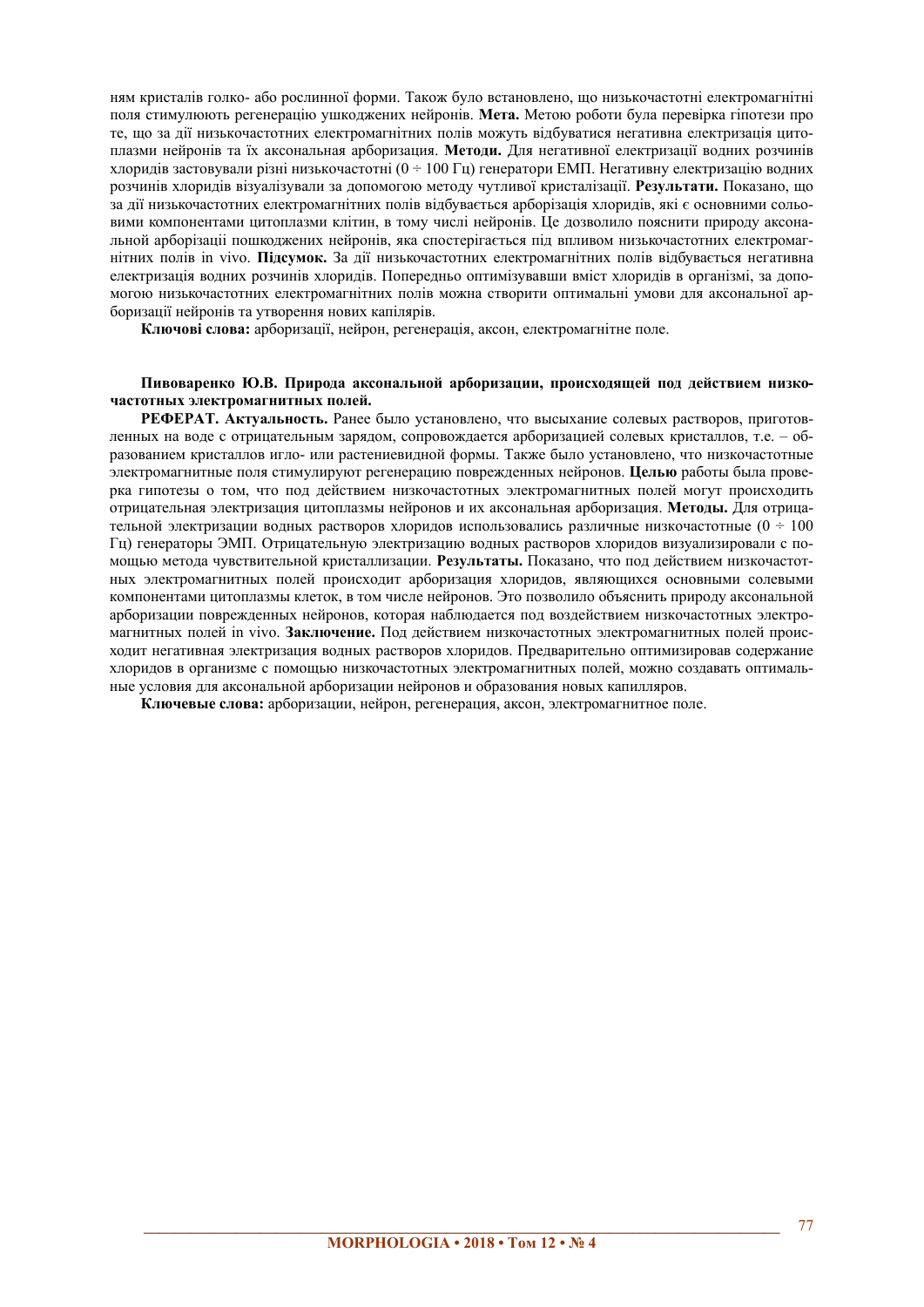ням кристалів голко- або рослинної форми. Також було встановлено, що низькочастотні електромагнітні поля стимулюють регенерацію ушкоджених нейронів. **Мета.** Метою роботи була перевірка гіпотези про те, що за дії низькочастотних електромагнітних полів можуть відбуватися негативна електризація цитоплазми нейронів та їх аксональна арборізація. **Методи.** Для негативної електризації водних розчинів хлоридів застовували різні низькочастотні (0 ÷ 100 Гц) генератори ЕМП. Негативну електризацію водних розчинів хлоридів візуалізували за допомогою методу чутливої кристалізації. **Результати.** Показано, що за дії низькочастотних електромагнітних полів відбувається арборізація хлоридів, які є основними сольовими компонентами цитоплазми клітин, в тому числі нейронів. Це дозволило пояснити природу аксональної арборізації пошкоджених нейронів, яка спостерігається під впливом низькочастотних електромагнітних полів in vivo. **Підсумок.** За дії низькочастотних електромагнітних полів відбувається негативна електризація водних розчинів хлоридів. Попередньо оптимізувавши вміст хлоридів в організмі, за допомогою низькочастотних електромагнітних полів можна створити оптимальні умови для аксональної арборизації нейронів та утворення нових капілярів.

**Ключові слова:** арборізації, нейрон, регенерація, аксон, електромагнітне поле.

**Пивоваренко Ю.В. Природа аксональной арборизации, происходящей под действием низкочастотных электромагнитных полей.**

**РЕФЕРАТ. Актуальность.** Ранее было установлено, что высыхание солевых растворов, приготовленных на воде с отрицательным зарядом, сопровождается арборизацией солевых кристаллов, т.е. – образованием кристаллов игло- или растениевидной формы. Также было установлено, что низкочастотные электромагнитные поля стимулируют регенерацию поврежденных нейронов. **Целью** работы была проверка гипотезы о том, что под действием низкочастотных электромагнитных полей могут происходить отрицательная электризация цитоплазмы нейронов и их аксональная арборизация. **Методы.** Для отрицательной электризации водных растворов хлоридов использовались различные низкочастотные (0 ÷ 100 Гц) генераторы ЭМП. Отрицательную электризацию водных растворов хлоридов визуализировали с помощью метода чувствительной кристаллизации. **Результаты.** Показано, что под действием низкочастотных электромагнитных полей происходит арборизация хлоридов, являющихся основными солевыми компонентами цитоплазмы клеток, в том числе нейронов. Это позволило объяснить природу аксональной арборизации поврежденных нейронов, которая наблюдается под воздействием низкочастотных электромагнитных полей in vivo. **Заключение.** Под действием низкочастотных электромагнитных полей происходит негативная электризация водных растворов хлоридов. Предварительно оптимизировав содержание хлоридов в организме с помощью низкочастотных электромагнитных полей, можно создавать оптимальные условия для аксональной арборизации нейронов и образования новых капилляров.

**Ключевые слова:** арборизации, нейрон, регенерация, аксон, электромагнитное поле.